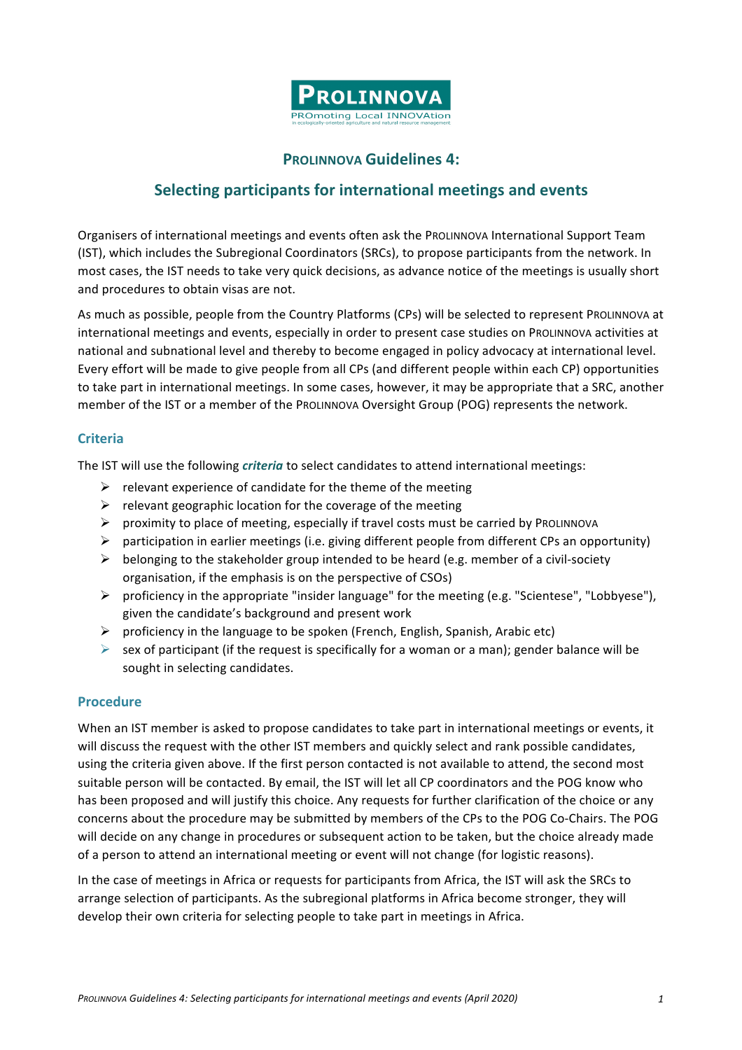PROLINNOVA

PROmoting Local INNOVAtion in ecologically-oriented agriculture and natural resource management

# PROLINNOVA Guidelines 4:

## Selecting participants for international meetings and events

Organisers of international meetings and events often ask the PROLINNOVA International Support Team (IST), which includes the Subregional Coordinators (SRCs), to propose participants from the network. In most cases, the IST needs to take very quick decisions, as advance notice of the meetings is usually short and procedures to obtain visas are not.

As much as possible, people from the Country Platforms (CPs) will be selected to represent PROLINNOVA at international meetings and events, especially in order to present case studies on PROLINNOVA activities at national and subnational level and thereby to become engaged in policy advocacy at international level. Every effort will be made to give people from all CPs (and different people within each CP) opportunities to take part in international meetings. In some cases, however, it may be appropriate that a SRC, another member of the IST or a member of the PROLINNOVA Oversight Group (POG) represents the network.

### Criteria

The IST will use the following ***criteria*** to select candidates to attend international meetings:

- relevant experience of candidate for the theme of the meeting
- relevant geographic location for the coverage of the meeting
- proximity to place of meeting, especially if travel costs must be carried by PROLINNOVA
- participation in earlier meetings (i.e. giving different people from different CPs an opportunity)
- belonging to the stakeholder group intended to be heard (e.g. member of a civil-society organisation, if the emphasis is on the perspective of CSOs)
- proficiency in the appropriate "insider language" for the meeting (e.g. "Scientese", "Lobbyese"), given the candidate's background and present work
- proficiency in the language to be spoken (French, English, Spanish, Arabic etc)
- sex of participant (if the request is specifically for a woman or a man); gender balance will be sought in selecting candidates.

### Procedure

When an IST member is asked to propose candidates to take part in international meetings or events, it will discuss the request with the other IST members and quickly select and rank possible candidates, using the criteria given above. If the first person contacted is not available to attend, the second most suitable person will be contacted. By email, the IST will let all CP coordinators and the POG know who has been proposed and will justify this choice. Any requests for further clarification of the choice or any concerns about the procedure may be submitted by members of the CPs to the POG Co-Chairs. The POG will decide on any change in procedures or subsequent action to be taken, but the choice already made of a person to attend an international meeting or event will not change (for logistic reasons).

In the case of meetings in Africa or requests for participants from Africa, the IST will ask the SRCs to arrange selection of participants. As the subregional platforms in Africa become stronger, they will develop their own criteria for selecting people to take part in meetings in Africa.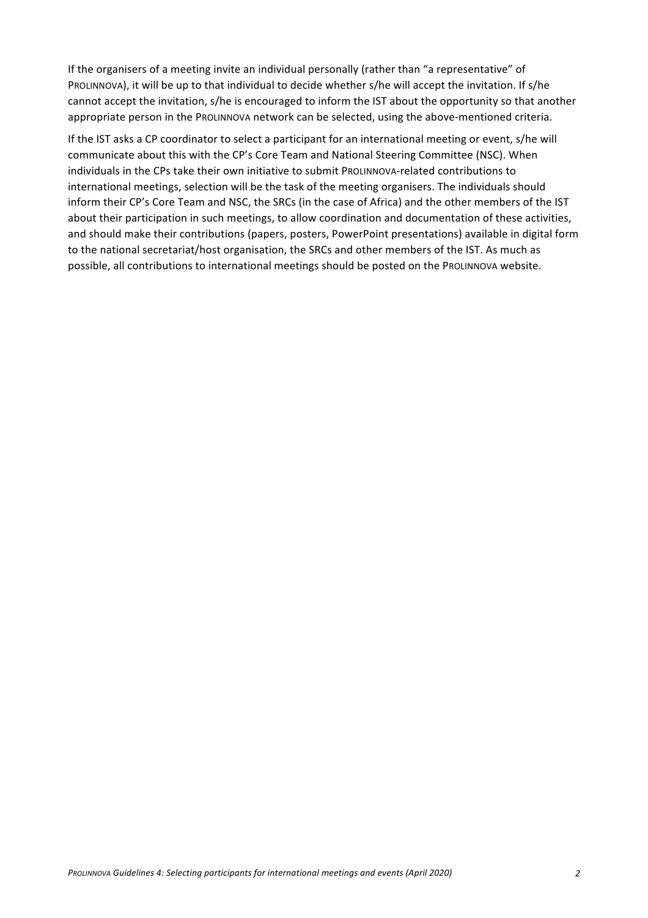If the organisers of a meeting invite an individual personally (rather than "a representative" of PROLINNOVA), it will be up to that individual to decide whether s/he will accept the invitation. If s/he cannot accept the invitation, s/he is encouraged to inform the IST about the opportunity so that another appropriate person in the PROLINNOVA network can be selected, using the above-mentioned criteria.

If the IST asks a CP coordinator to select a participant for an international meeting or event, s/he will communicate about this with the CP's Core Team and National Steering Committee (NSC). When individuals in the CPs take their own initiative to submit PROLINNOVA-related contributions to international meetings, selection will be the task of the meeting organisers. The individuals should inform their CP's Core Team and NSC, the SRCs (in the case of Africa) and the other members of the IST about their participation in such meetings, to allow coordination and documentation of these activities, and should make their contributions (papers, posters, PowerPoint presentations) available in digital form to the national secretariat/host organisation, the SRCs and other members of the IST. As much as possible, all contributions to international meetings should be posted on the PROLINNOVA website.